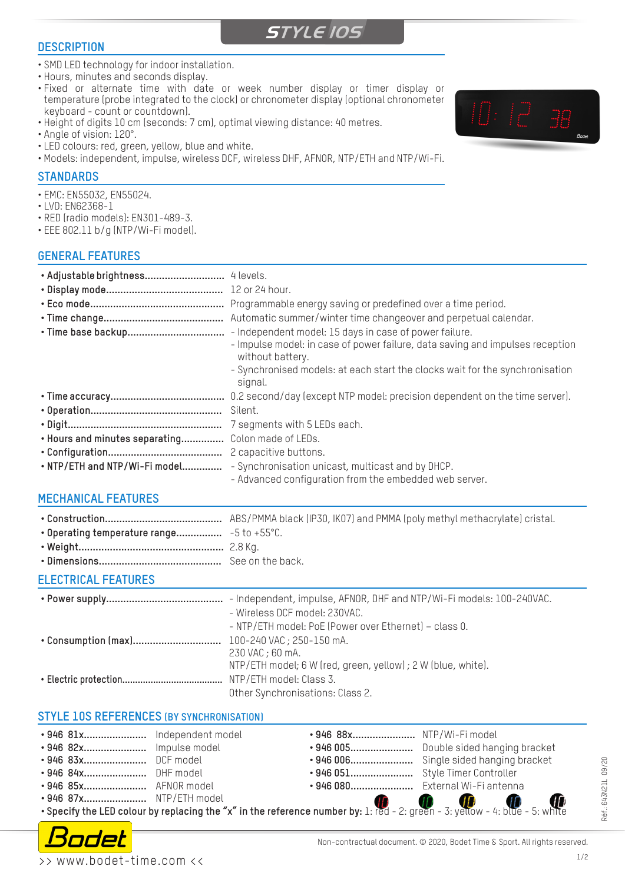# STYLE 10S

## DESCRIPTION

- SMD LED technology for indoor installation.
- Hours, minutes and seconds display.
- Fixed or alternate time with date or week number display or timer display or temperature (probe integrated to the clock) or chronometer display (optional chronometer keyboard - count or countdown).
- Height of digits 10 cm (seconds: 7 cm), optimal viewing distance: 40 metres.
- Angle of vision: 120°.
- LED colours: red, green, yellow, blue and white.
- Models: independent, impulse, wireless DCF, wireless DHF, AFNOR, NTP/ETH and NTP/Wi-Fi.

## STANDARDS

- EMC: EN55032, EN55024.
- LVD: EN62368-1
- RED (radio models): EN301-489-3.
- EEE 802.11 b/g (NTP/Wi-Fi model).

## GENERAL FEATURES

- **Adjustable brightness**........................... 4 levels.
- **Display mode**........................................ 12 or 24 hour.
- **Eco mode**............................................. Programmable energy saving or predefined over a time period.
- **Time change**......................................... Automatic summer/winter time changeover and perpetual calendar.
- **Time base backup**................................. 
  - Independent model: 15 days in case of power failure.
  - Impulse model: in case of power failure, data saving and impulses reception without battery.
  - Synchronised models: at each start the clocks wait for the synchronisation signal.
- **Time accuracy**....................................... 0.2 second/day (except NTP model: precision dependent on the time server).
- **Operation**............................................. Silent.
- **Digit**..................................................... 7 segments with 5 LEDs each.
- **Hours and minutes separating**............... Colon made of LEDs.
- **Configuration**........................................ 2 capacitive buttons.
- **NTP/ETH and NTP/Wi-Fi model**.............
  - Synchronisation unicast, multicast and by DHCP.
  - Advanced configuration from the embedded web server.

## MECHANICAL FEATURES

- **Construction**......................................... ABS/PMMA black (IP30, IK07) and PMMA (poly methyl methacrylate) cristal.
- **Operating temperature range**................ -5 to +55°C.
- **Weight**.................................................. 2.8 Kg.
- **Dimensions**........................................... See on the back.

## ELECTRICAL FEATURES

- **Power supply**.........................................
  - Independent, impulse, AFNOR, DHF and NTP/Wi-Fi models: 100-240VAC.
  - Wireless DCF model: 230VAC.
  - NTP/ETH model: PoE (Power over Ethernet) – class 0.
- **Consumption (max)**.............................. 100-240 VAC ; 250-150 mA.
  230 VAC ; 60 mA.
  NTP/ETH model; 6 W (red, green, yellow) ; 2 W (blue, white).
- **Electric protection**................................. NTP/ETH model: Class 3.
  Other Synchronisations: Class 2.

## STYLE 10S REFERENCES (BY SYNCHRONISATION)

- **946 81x**...................... Independent model
- **946 82x**...................... Impulse model
- **946 83x**...................... DCF model
- **946 84x**...................... DHF model
- **946 85x**...................... AFNOR model
- **946 87x**...................... NTP/ETH model
- **946 88x**...................... NTP/Wi-Fi model
- **946 005**...................... Double sided hanging bracket
- **946 006**...................... Single sided hanging bracket
- **946 051**...................... Style Timer Controller
- **946 080**...................... External Wi-Fi antenna
- **Specify the LED colour by replacing the "x" in the reference number by:** 1: red - 2: green - 3: yellow - 4: blue - 5: white

Réf.: 643N21L 09/20

>> www.bodet-time.com <<

Non-contractual document. © 2020, Bodet Time & Sport. All rights reserved.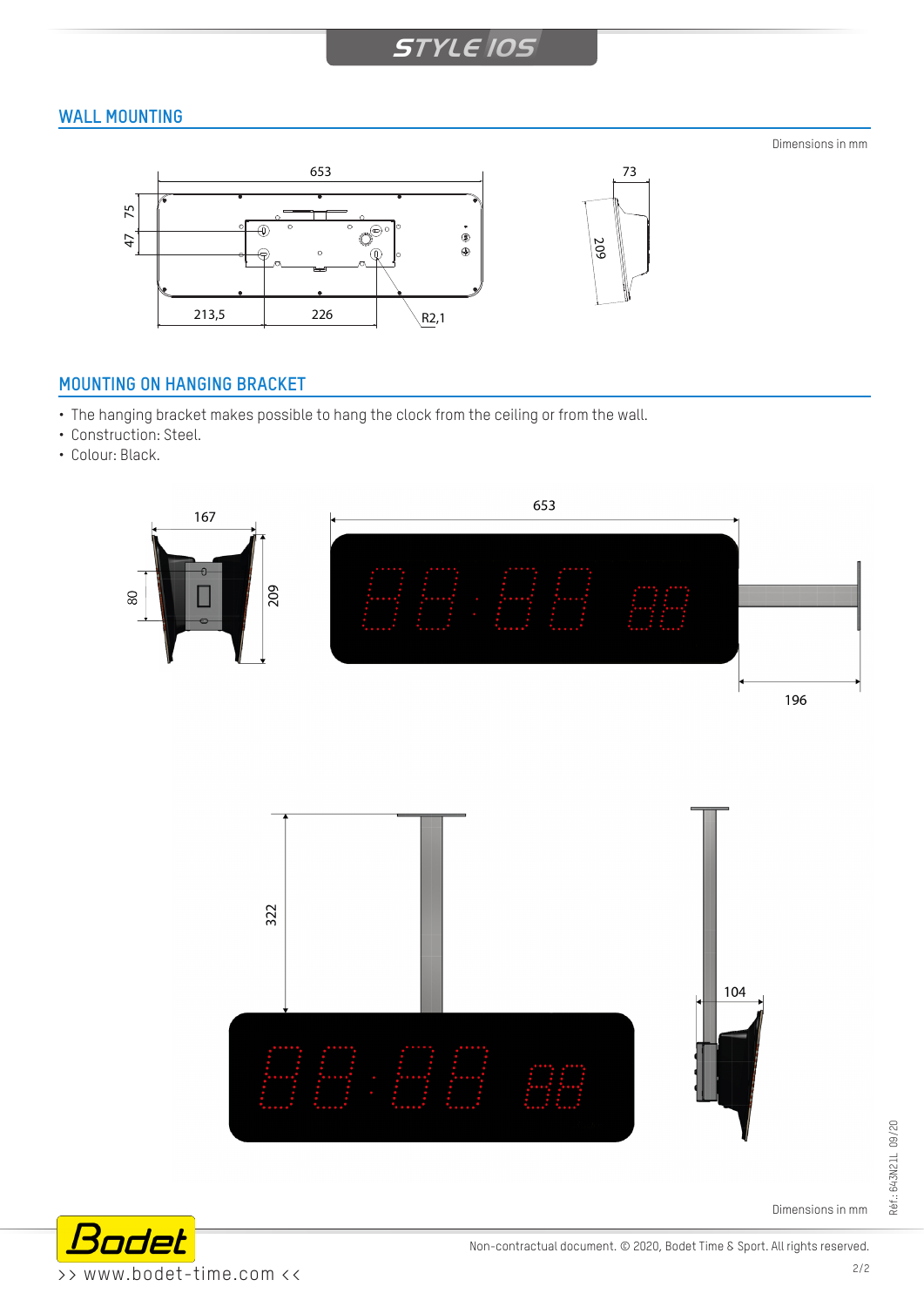## WALL MOUNTING

Dimensions in mm

653

75

47

213,5

226

R2,1

73

209

## MOUNTING ON HANGING BRACKET

- The hanging bracket makes possible to hang the clock from the ceiling or from the wall.
- Construction: Steel.
- Colour: Black.

167

80

209

653

196

322

104

Dimensions in mm

Réf.: 643N21L 09/20

>> www.bodet-time.com <<

Non-contractual document. © 2020, Bodet Time & Sport. All rights reserved.